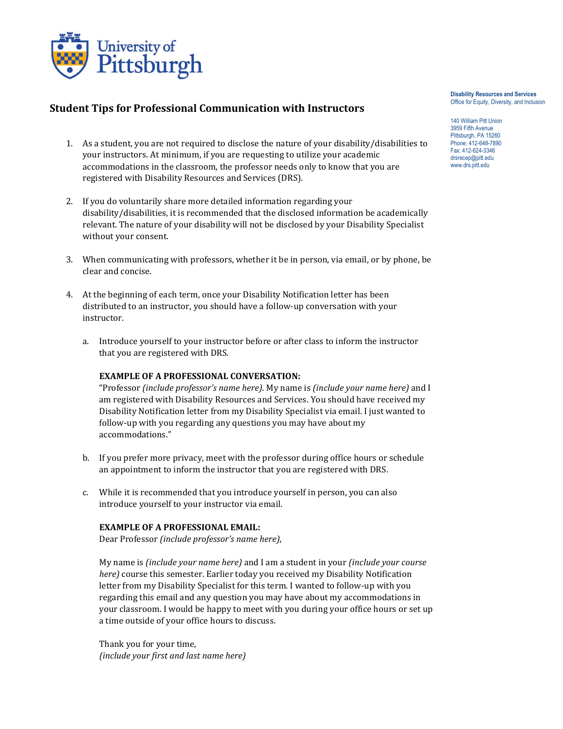University of Pittsburgh

**Disability Resources and Services**
Office for Equity, Diversity, and Inclusion

140 William Pitt Union
3959 Fifth Avenue
Pittsburgh, PA 15260
Phone: 412-648-7890
Fax: 412-624-3346
drsrecep@pitt.edu
www.drs.pitt.edu

# Student Tips for Professional Communication with Instructors

1. As a student, you are not required to disclose the nature of your disability/disabilities to your instructors. At minimum, if you are requesting to utilize your academic accommodations in the classroom, the professor needs only to know that you are registered with Disability Resources and Services (DRS).

2. If you do voluntarily share more detailed information regarding your disability/disabilities, it is recommended that the disclosed information be academically relevant. The nature of your disability will not be disclosed by your Disability Specialist without your consent.

3. When communicating with professors, whether it be in person, via email, or by phone, be clear and concise.

4. At the beginning of each term, once your Disability Notification letter has been distributed to an instructor, you should have a follow-up conversation with your instructor.

   a. Introduce yourself to your instructor before or after class to inform the instructor that you are registered with DRS.

      **EXAMPLE OF A PROFESSIONAL CONVERSATION:**
      "Professor *(include professor's name here)*. My name is *(include your name here)* and I am registered with Disability Resources and Services. You should have received my Disability Notification letter from my Disability Specialist via email. I just wanted to follow-up with you regarding any questions you may have about my accommodations."

   b. If you prefer more privacy, meet with the professor during office hours or schedule an appointment to inform the instructor that you are registered with DRS.

   c. While it is recommended that you introduce yourself in person, you can also introduce yourself to your instructor via email.

      **EXAMPLE OF A PROFESSIONAL EMAIL:**
      Dear Professor *(include professor's name here)*,

      My name is *(include your name here)* and I am a student in your *(include your course here)* course this semester. Earlier today you received my Disability Notification letter from my Disability Specialist for this term. I wanted to follow-up with you regarding this email and any question you may have about my accommodations in your classroom. I would be happy to meet with you during your office hours or set up a time outside of your office hours to discuss.

      Thank you for your time,
      *(include your first and last name here)*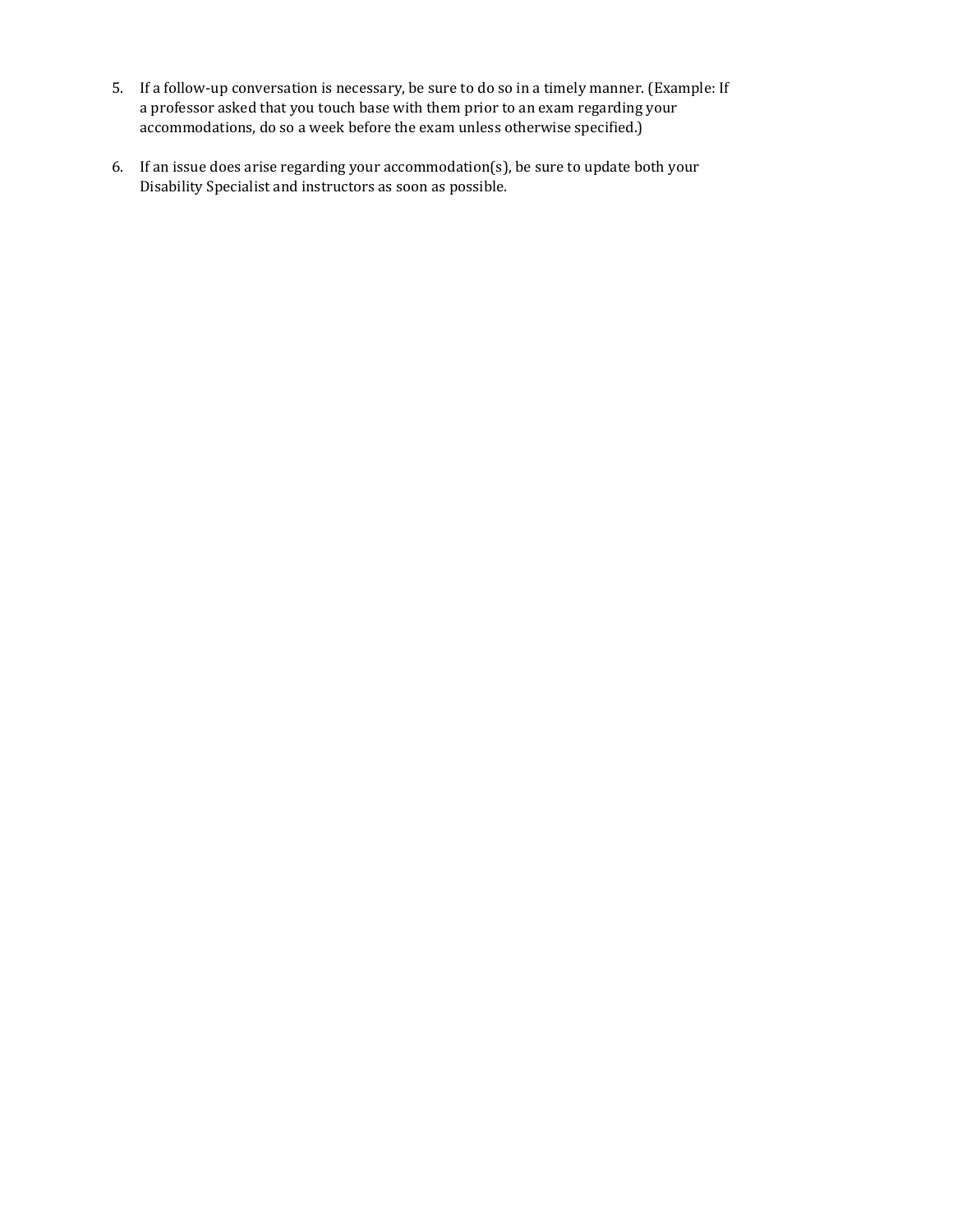5. If a follow-up conversation is necessary, be sure to do so in a timely manner. (Example: If a professor asked that you touch base with them prior to an exam regarding your accommodations, do so a week before the exam unless otherwise specified.)

6. If an issue does arise regarding your accommodation(s), be sure to update both your Disability Specialist and instructors as soon as possible.